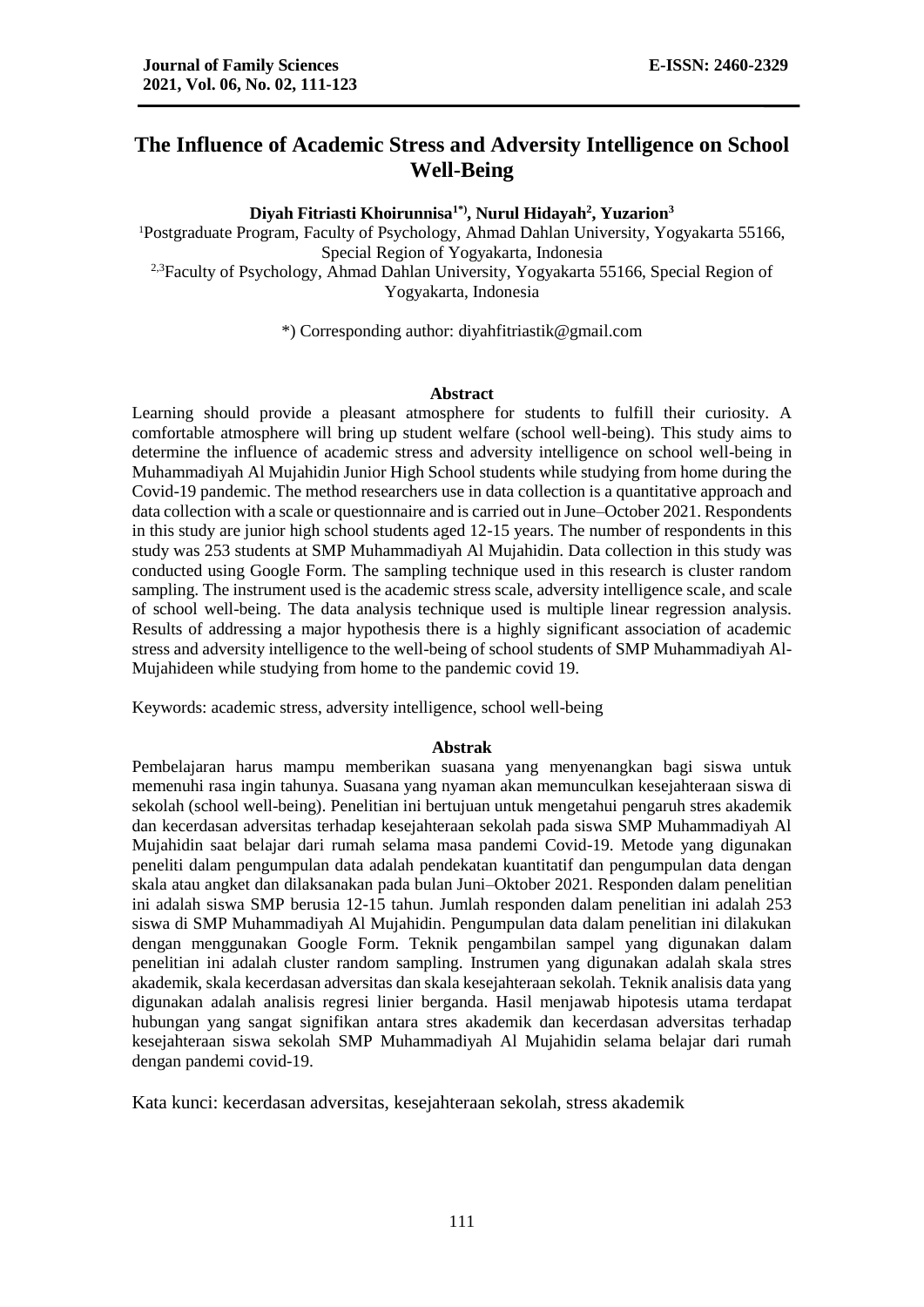# The Influence of Academic Stress and Adversity Intelligence on School Well-Being

**Diyah Fitriasti Khoirunnisa[1*)], Nurul Hidayah[2], Yuzarion[3]**

[1]Postgraduate Program, Faculty of Psychology, Ahmad Dahlan University, Yogyakarta 55166, Special Region of Yogyakarta, Indonesia

[2,3]Faculty of Psychology, Ahmad Dahlan University, Yogyakarta 55166, Special Region of Yogyakarta, Indonesia

*) Corresponding author: diyahfitriastik@gmail.com

## Abstract

Learning should provide a pleasant atmosphere for students to fulfill their curiosity. A comfortable atmosphere will bring up student welfare (school well-being). This study aims to determine the influence of academic stress and adversity intelligence on school well-being in Muhammadiyah Al Mujahidin Junior High School students while studying from home during the Covid-19 pandemic. The method researchers use in data collection is a quantitative approach and data collection with a scale or questionnaire and is carried out in June–October 2021. Respondents in this study are junior high school students aged 12-15 years. The number of respondents in this study was 253 students at SMP Muhammadiyah Al Mujahidin. Data collection in this study was conducted using Google Form. The sampling technique used in this research is cluster random sampling. The instrument used is the academic stress scale, adversity intelligence scale, and scale of school well-being. The data analysis technique used is multiple linear regression analysis. Results of addressing a major hypothesis there is a highly significant association of academic stress and adversity intelligence to the well-being of school students of SMP Muhammadiyah Al-Mujahideen while studying from home to the pandemic covid 19.

Keywords: academic stress, adversity intelligence, school well-being

## Abstrak

Pembelajaran harus mampu memberikan suasana yang menyenangkan bagi siswa untuk memenuhi rasa ingin tahunya. Suasana yang nyaman akan memunculkan kesejahteraan siswa di sekolah (school well-being). Penelitian ini bertujuan untuk mengetahui pengaruh stres akademik dan kecerdasan adversitas terhadap kesejahteraan sekolah pada siswa SMP Muhammadiyah Al Mujahidin saat belajar dari rumah selama masa pandemi Covid-19. Metode yang digunakan peneliti dalam pengumpulan data adalah pendekatan kuantitatif dan pengumpulan data dengan skala atau angket dan dilaksanakan pada bulan Juni–Oktober 2021. Responden dalam penelitian ini adalah siswa SMP berusia 12-15 tahun. Jumlah responden dalam penelitian ini adalah 253 siswa di SMP Muhammadiyah Al Mujahidin. Pengumpulan data dalam penelitian ini dilakukan dengan menggunakan Google Form. Teknik pengambilan sampel yang digunakan dalam penelitian ini adalah cluster random sampling. Instrumen yang digunakan adalah skala stres akademik, skala kecerdasan adversitas dan skala kesejahteraan sekolah. Teknik analisis data yang digunakan adalah analisis regresi linier berganda. Hasil menjawab hipotesis utama terdapat hubungan yang sangat signifikan antara stres akademik dan kecerdasan adversitas terhadap kesejahteraan siswa sekolah SMP Muhammadiyah Al Mujahidin selama belajar dari rumah dengan pandemi covid-19.

Kata kunci: kecerdasan adversitas, kesejahteraan sekolah, stress akademik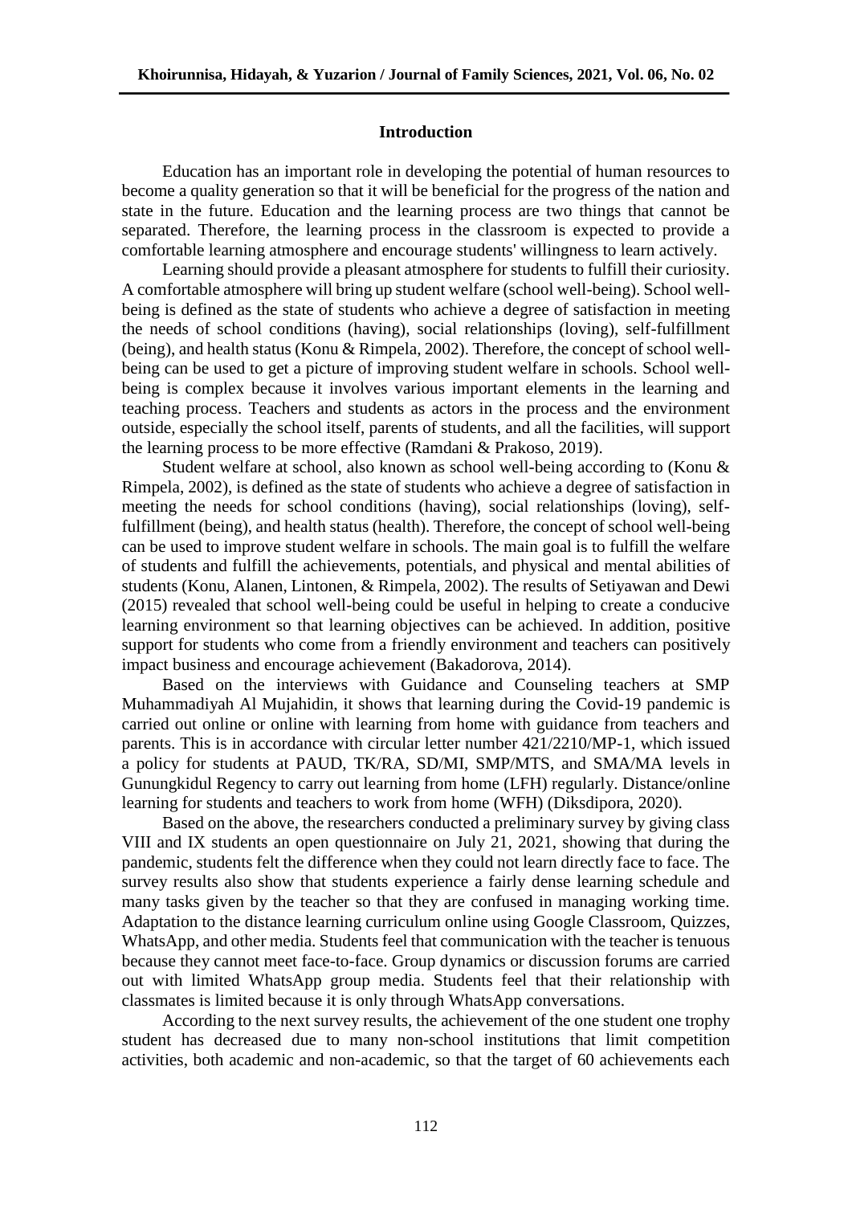## Introduction

Education has an important role in developing the potential of human resources to become a quality generation so that it will be beneficial for the progress of the nation and state in the future. Education and the learning process are two things that cannot be separated. Therefore, the learning process in the classroom is expected to provide a comfortable learning atmosphere and encourage students' willingness to learn actively.

Learning should provide a pleasant atmosphere for students to fulfill their curiosity. A comfortable atmosphere will bring up student welfare (school well-being). School well-being is defined as the state of students who achieve a degree of satisfaction in meeting the needs of school conditions (having), social relationships (loving), self-fulfillment (being), and health status (Konu & Rimpela, 2002). Therefore, the concept of school well-being can be used to get a picture of improving student welfare in schools. School well-being is complex because it involves various important elements in the learning and teaching process. Teachers and students as actors in the process and the environment outside, especially the school itself, parents of students, and all the facilities, will support the learning process to be more effective (Ramdani & Prakoso, 2019).

Student welfare at school, also known as school well-being according to (Konu & Rimpela, 2002), is defined as the state of students who achieve a degree of satisfaction in meeting the needs for school conditions (having), social relationships (loving), self-fulfillment (being), and health status (health). Therefore, the concept of school well-being can be used to improve student welfare in schools. The main goal is to fulfill the welfare of students and fulfill the achievements, potentials, and physical and mental abilities of students (Konu, Alanen, Lintonen, & Rimpela, 2002). The results of Setiyawan and Dewi (2015) revealed that school well-being could be useful in helping to create a conducive learning environment so that learning objectives can be achieved. In addition, positive support for students who come from a friendly environment and teachers can positively impact business and encourage achievement (Bakadorova, 2014).

Based on the interviews with Guidance and Counseling teachers at SMP Muhammadiyah Al Mujahidin, it shows that learning during the Covid-19 pandemic is carried out online or online with learning from home with guidance from teachers and parents. This is in accordance with circular letter number 421/2210/MP-1, which issued a policy for students at PAUD, TK/RA, SD/MI, SMP/MTS, and SMA/MA levels in Gunungkidul Regency to carry out learning from home (LFH) regularly. Distance/online learning for students and teachers to work from home (WFH) (Diksdipora, 2020).

Based on the above, the researchers conducted a preliminary survey by giving class VIII and IX students an open questionnaire on July 21, 2021, showing that during the pandemic, students felt the difference when they could not learn directly face to face. The survey results also show that students experience a fairly dense learning schedule and many tasks given by the teacher so that they are confused in managing working time. Adaptation to the distance learning curriculum online using Google Classroom, Quizzes, WhatsApp, and other media. Students feel that communication with the teacher is tenuous because they cannot meet face-to-face. Group dynamics or discussion forums are carried out with limited WhatsApp group media. Students feel that their relationship with classmates is limited because it is only through WhatsApp conversations.

According to the next survey results, the achievement of the one student one trophy student has decreased due to many non-school institutions that limit competition activities, both academic and non-academic, so that the target of 60 achievements each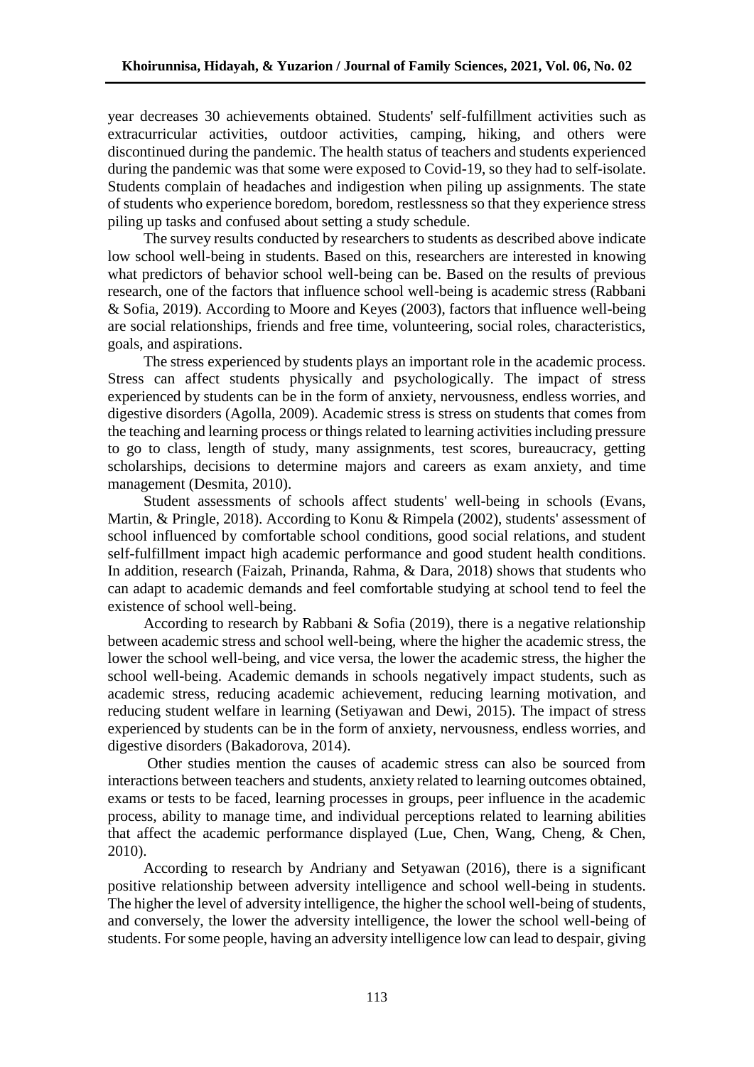year decreases 30 achievements obtained. Students' self-fulfillment activities such as extracurricular activities, outdoor activities, camping, hiking, and others were discontinued during the pandemic. The health status of teachers and students experienced during the pandemic was that some were exposed to Covid-19, so they had to self-isolate. Students complain of headaches and indigestion when piling up assignments. The state of students who experience boredom, boredom, restlessness so that they experience stress piling up tasks and confused about setting a study schedule.

The survey results conducted by researchers to students as described above indicate low school well-being in students. Based on this, researchers are interested in knowing what predictors of behavior school well-being can be. Based on the results of previous research, one of the factors that influence school well-being is academic stress (Rabbani & Sofia, 2019). According to Moore and Keyes (2003), factors that influence well-being are social relationships, friends and free time, volunteering, social roles, characteristics, goals, and aspirations.

The stress experienced by students plays an important role in the academic process. Stress can affect students physically and psychologically. The impact of stress experienced by students can be in the form of anxiety, nervousness, endless worries, and digestive disorders (Agolla, 2009). Academic stress is stress on students that comes from the teaching and learning process or things related to learning activities including pressure to go to class, length of study, many assignments, test scores, bureaucracy, getting scholarships, decisions to determine majors and careers as exam anxiety, and time management (Desmita, 2010).

Student assessments of schools affect students' well-being in schools (Evans, Martin, & Pringle, 2018). According to Konu & Rimpela (2002), students' assessment of school influenced by comfortable school conditions, good social relations, and student self-fulfillment impact high academic performance and good student health conditions. In addition, research (Faizah, Prinanda, Rahma, & Dara, 2018) shows that students who can adapt to academic demands and feel comfortable studying at school tend to feel the existence of school well-being.

According to research by Rabbani & Sofia (2019), there is a negative relationship between academic stress and school well-being, where the higher the academic stress, the lower the school well-being, and vice versa, the lower the academic stress, the higher the school well-being. Academic demands in schools negatively impact students, such as academic stress, reducing academic achievement, reducing learning motivation, and reducing student welfare in learning (Setiyawan and Dewi, 2015). The impact of stress experienced by students can be in the form of anxiety, nervousness, endless worries, and digestive disorders (Bakadorova, 2014).

Other studies mention the causes of academic stress can also be sourced from interactions between teachers and students, anxiety related to learning outcomes obtained, exams or tests to be faced, learning processes in groups, peer influence in the academic process, ability to manage time, and individual perceptions related to learning abilities that affect the academic performance displayed (Lue, Chen, Wang, Cheng, & Chen, 2010).

According to research by Andriany and Setyawan (2016), there is a significant positive relationship between adversity intelligence and school well-being in students. The higher the level of adversity intelligence, the higher the school well-being of students, and conversely, the lower the adversity intelligence, the lower the school well-being of students. For some people, having an adversity intelligence low can lead to despair, giving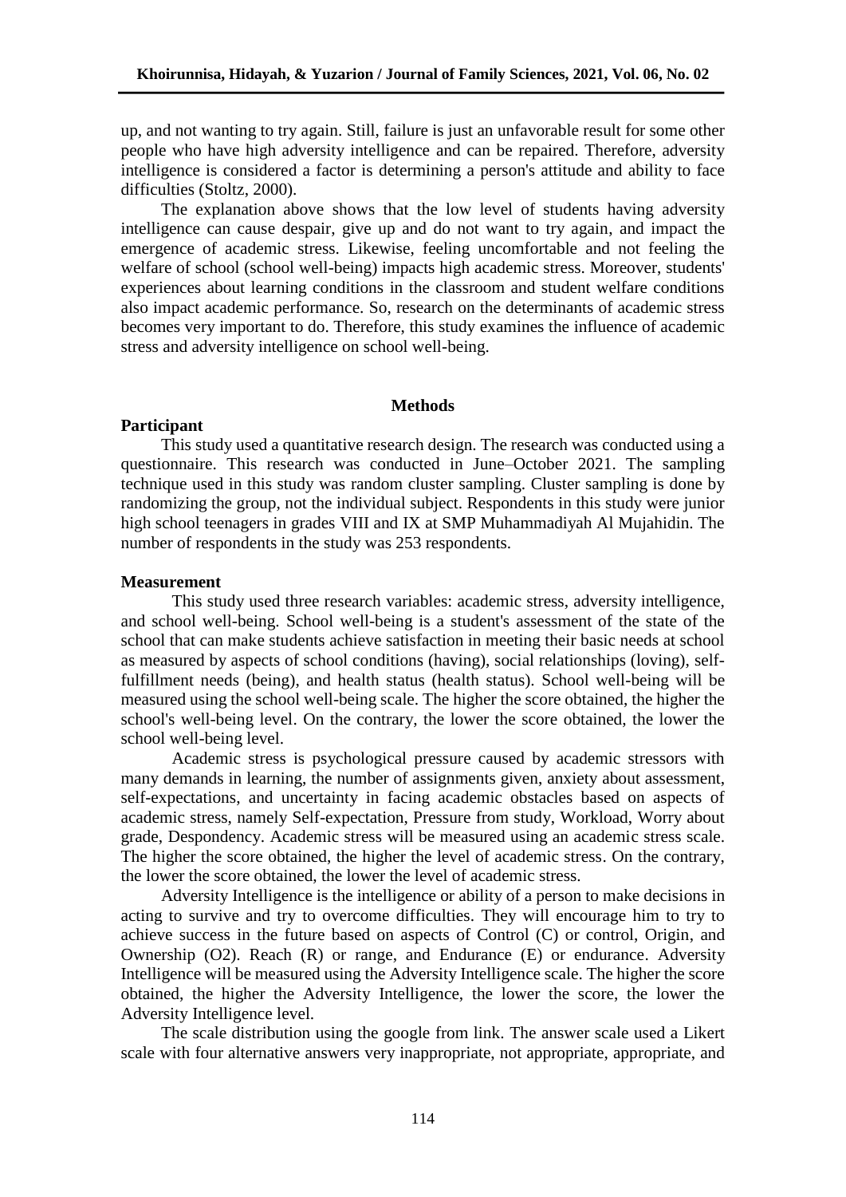up, and not wanting to try again. Still, failure is just an unfavorable result for some other people who have high adversity intelligence and can be repaired. Therefore, adversity intelligence is considered a factor is determining a person's attitude and ability to face difficulties (Stoltz, 2000).

The explanation above shows that the low level of students having adversity intelligence can cause despair, give up and do not want to try again, and impact the emergence of academic stress. Likewise, feeling uncomfortable and not feeling the welfare of school (school well-being) impacts high academic stress. Moreover, students' experiences about learning conditions in the classroom and student welfare conditions also impact academic performance. So, research on the determinants of academic stress becomes very important to do. Therefore, this study examines the influence of academic stress and adversity intelligence on school well-being.

## Methods

### Participant

This study used a quantitative research design. The research was conducted using a questionnaire. This research was conducted in June–October 2021. The sampling technique used in this study was random cluster sampling. Cluster sampling is done by randomizing the group, not the individual subject. Respondents in this study were junior high school teenagers in grades VIII and IX at SMP Muhammadiyah Al Mujahidin. The number of respondents in the study was 253 respondents.

### Measurement

This study used three research variables: academic stress, adversity intelligence, and school well-being. School well-being is a student's assessment of the state of the school that can make students achieve satisfaction in meeting their basic needs at school as measured by aspects of school conditions (having), social relationships (loving), self-fulfillment needs (being), and health status (health status). School well-being will be measured using the school well-being scale. The higher the score obtained, the higher the school's well-being level. On the contrary, the lower the score obtained, the lower the school well-being level.

Academic stress is psychological pressure caused by academic stressors with many demands in learning, the number of assignments given, anxiety about assessment, self-expectations, and uncertainty in facing academic obstacles based on aspects of academic stress, namely Self-expectation, Pressure from study, Workload, Worry about grade, Despondency. Academic stress will be measured using an academic stress scale. The higher the score obtained, the higher the level of academic stress. On the contrary, the lower the score obtained, the lower the level of academic stress.

Adversity Intelligence is the intelligence or ability of a person to make decisions in acting to survive and try to overcome difficulties. They will encourage him to try to achieve success in the future based on aspects of Control (C) or control, Origin, and Ownership (O2). Reach (R) or range, and Endurance (E) or endurance. Adversity Intelligence will be measured using the Adversity Intelligence scale. The higher the score obtained, the higher the Adversity Intelligence, the lower the score, the lower the Adversity Intelligence level.

The scale distribution using the google from link. The answer scale used a Likert scale with four alternative answers very inappropriate, not appropriate, appropriate, and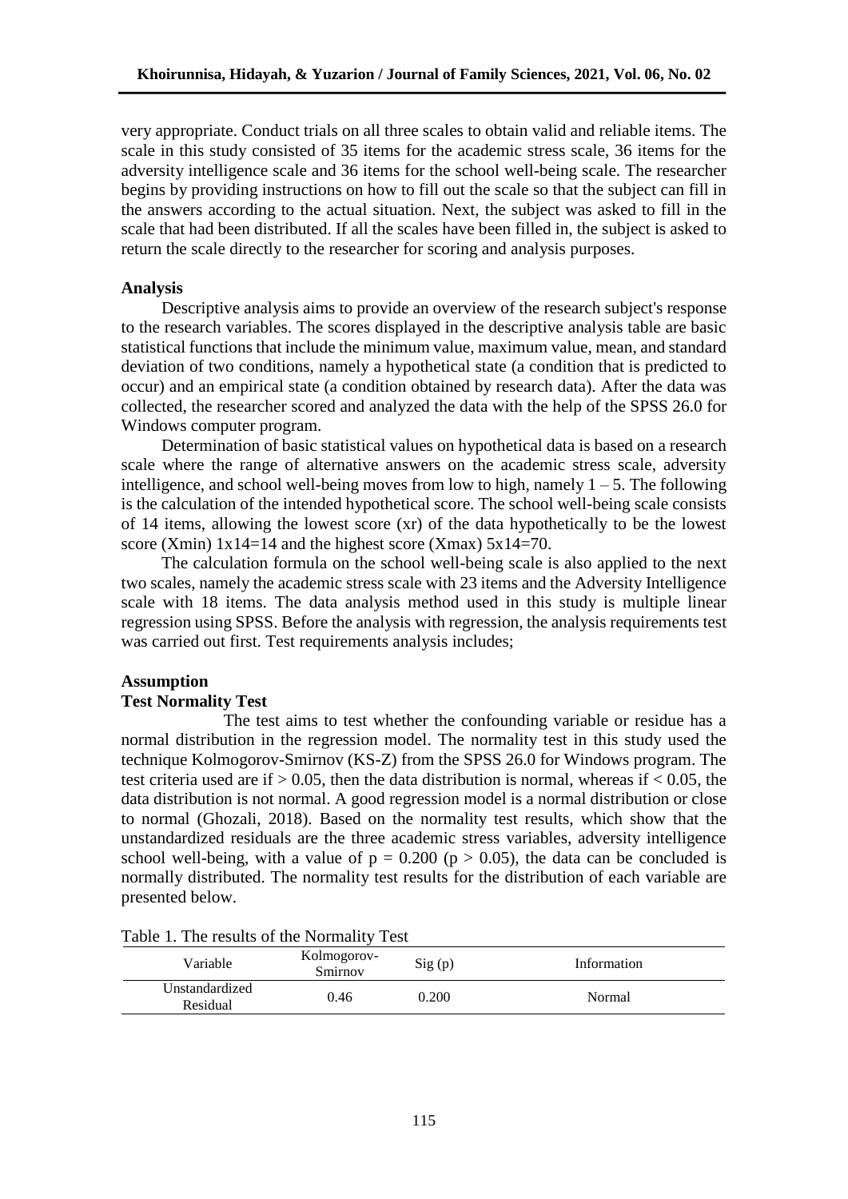very appropriate. Conduct trials on all three scales to obtain valid and reliable items. The scale in this study consisted of 35 items for the academic stress scale, 36 items for the adversity intelligence scale and 36 items for the school well-being scale. The researcher begins by providing instructions on how to fill out the scale so that the subject can fill in the answers according to the actual situation. Next, the subject was asked to fill in the scale that had been distributed. If all the scales have been filled in, the subject is asked to return the scale directly to the researcher for scoring and analysis purposes.

### Analysis

Descriptive analysis aims to provide an overview of the research subject's response to the research variables. The scores displayed in the descriptive analysis table are basic statistical functions that include the minimum value, maximum value, mean, and standard deviation of two conditions, namely a hypothetical state (a condition that is predicted to occur) and an empirical state (a condition obtained by research data). After the data was collected, the researcher scored and analyzed the data with the help of the SPSS 26.0 for Windows computer program.

Determination of basic statistical values on hypothetical data is based on a research scale where the range of alternative answers on the academic stress scale, adversity intelligence, and school well-being moves from low to high, namely 1 – 5. The following is the calculation of the intended hypothetical score. The school well-being scale consists of 14 items, allowing the lowest score (xr) of the data hypothetically to be the lowest score (Xmin) 1x14=14 and the highest score (Xmax) 5x14=70.

The calculation formula on the school well-being scale is also applied to the next two scales, namely the academic stress scale with 23 items and the Adversity Intelligence scale with 18 items. The data analysis method used in this study is multiple linear regression using SPSS. Before the analysis with regression, the analysis requirements test was carried out first. Test requirements analysis includes;

### Assumption

#### Test Normality Test

The test aims to test whether the confounding variable or residue has a normal distribution in the regression model. The normality test in this study used the technique Kolmogorov-Smirnov (KS-Z) from the SPSS 26.0 for Windows program. The test criteria used are if $> 0.05$, then the data distribution is normal, whereas if $< 0.05$, the data distribution is not normal. A good regression model is a normal distribution or close to normal (Ghozali, 2018). Based on the normality test results, which show that the unstandardized residuals are the three academic stress variables, adversity intelligence school well-being, with a value of $p = 0.200$ ($p > 0.05$), the data can be concluded is normally distributed. The normality test results for the distribution of each variable are presented below.

Table 1. The results of the Normality Test

| Variable | Kolmogorov-Smirnov | Sig (p) | Information |
|---|---|---|---|
| Unstandardized Residual | 0.46 | 0.200 | Normal |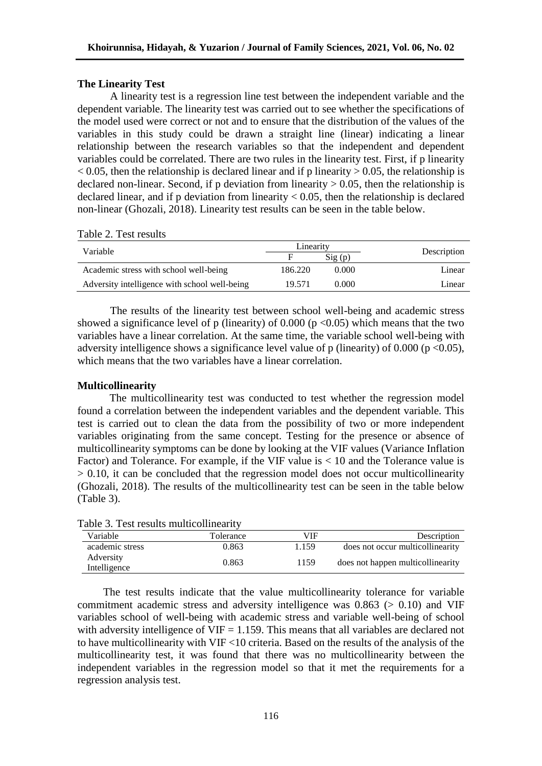### The Linearity Test

A linearity test is a regression line test between the independent variable and the dependent variable. The linearity test was carried out to see whether the specifications of the model used were correct or not and to ensure that the distribution of the values of the variables in this study could be drawn a straight line (linear) indicating a linear relationship between the research variables so that the independent and dependent variables could be correlated. There are two rules in the linearity test. First, if p linearity $< 0.05$, then the relationship is declared linear and if p linearity $> 0.05$, the relationship is declared non-linear. Second, if p deviation from linearity $> 0.05$, then the relationship is declared linear, and if p deviation from linearity $< 0.05$, then the relationship is declared non-linear (Ghozali, 2018). Linearity test results can be seen in the table below.

Table 2. Test results

| Variable | Linearity | | Description |
|---|---|---|---|
| | F | Sig (p) | |
| Academic stress with school well-being | 186.220 | 0.000 | Linear |
| Adversity intelligence with school well-being | 19.571 | 0.000 | Linear |

The results of the linearity test between school well-being and academic stress showed a significance level of p (linearity) of 0.000 ($p < 0.05$) which means that the two variables have a linear correlation. At the same time, the variable school well-being with adversity intelligence shows a significance level value of p (linearity) of 0.000 ($p < 0.05$), which means that the two variables have a linear correlation.

### Multicollinearity

The multicollinearity test was conducted to test whether the regression model found a correlation between the independent variables and the dependent variable. This test is carried out to clean the data from the possibility of two or more independent variables originating from the same concept. Testing for the presence or absence of multicollinearity symptoms can be done by looking at the VIF values (Variance Inflation Factor) and Tolerance. For example, if the VIF value is $< 10$ and the Tolerance value is $> 0.10$, it can be concluded that the regression model does not occur multicollinearity (Ghozali, 2018). The results of the multicollinearity test can be seen in the table below (Table 3).

Table 3. Test results multicollinearity

| Variable | Tolerance | VIF | Description |
|---|---|---|---|
| academic stress | 0.863 | 1.159 | does not occur multicollinearity |
| Adversity Intelligence | 0.863 | 1159 | does not happen multicollinearity |

The test results indicate that the value multicollinearity tolerance for variable commitment academic stress and adversity intelligence was 0.863 ($> 0.10$) and VIF variables school of well-being with academic stress and variable well-being of school with adversity intelligence of VIF = 1.159. This means that all variables are declared not to have multicollinearity with VIF <10 criteria. Based on the results of the analysis of the multicollinearity test, it was found that there was no multicollinearity between the independent variables in the regression model so that it met the requirements for a regression analysis test.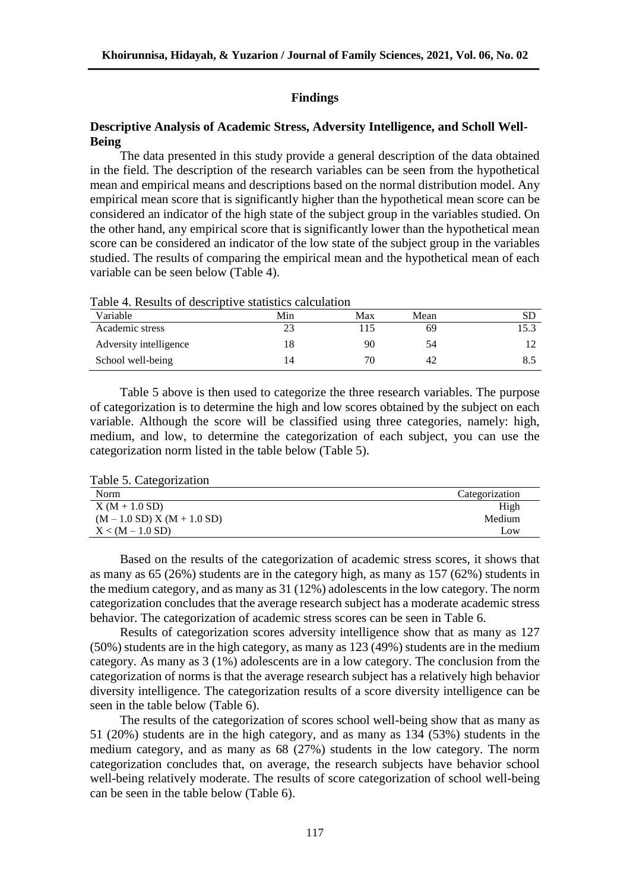## Findings

### Descriptive Analysis of Academic Stress, Adversity Intelligence, and Scholl Well-Being

The data presented in this study provide a general description of the data obtained in the field. The description of the research variables can be seen from the hypothetical mean and empirical means and descriptions based on the normal distribution model. Any empirical mean score that is significantly higher than the hypothetical mean score can be considered an indicator of the high state of the subject group in the variables studied. On the other hand, any empirical score that is significantly lower than the hypothetical mean score can be considered an indicator of the low state of the subject group in the variables studied. The results of comparing the empirical mean and the hypothetical mean of each variable can be seen below (Table 4).

Table 4. Results of descriptive statistics calculation

| Variable | Min | Max | Mean | SD |
|---|---|---|---|---|
| Academic stress | 23 | 115 | 69 | 15.3 |
| Adversity intelligence | 18 | 90 | 54 | 12 |
| School well-being | 14 | 70 | 42 | 8.5 |

Table 5 above is then used to categorize the three research variables. The purpose of categorization is to determine the high and low scores obtained by the subject on each variable. Although the score will be classified using three categories, namely: high, medium, and low, to determine the categorization of each subject, you can use the categorization norm listed in the table below (Table 5).

Table 5. Categorization

| Norm | Categorization |
|---|---|
| X (M + 1.0 SD) | High |
| (M – 1.0 SD) X (M + 1.0 SD) | Medium |
| X < (M – 1.0 SD) | Low |

Based on the results of the categorization of academic stress scores, it shows that as many as 65 (26%) students are in the category high, as many as 157 (62%) students in the medium category, and as many as 31 (12%) adolescents in the low category. The norm categorization concludes that the average research subject has a moderate academic stress behavior. The categorization of academic stress scores can be seen in Table 6.

Results of categorization scores adversity intelligence show that as many as 127 (50%) students are in the high category, as many as 123 (49%) students are in the medium category. As many as 3 (1%) adolescents are in a low category. The conclusion from the categorization of norms is that the average research subject has a relatively high behavior diversity intelligence. The categorization results of a score diversity intelligence can be seen in the table below (Table 6).

The results of the categorization of scores school well-being show that as many as 51 (20%) students are in the high category, and as many as 134 (53%) students in the medium category, and as many as 68 (27%) students in the low category. The norm categorization concludes that, on average, the research subjects have behavior school well-being relatively moderate. The results of score categorization of school well-being can be seen in the table below (Table 6).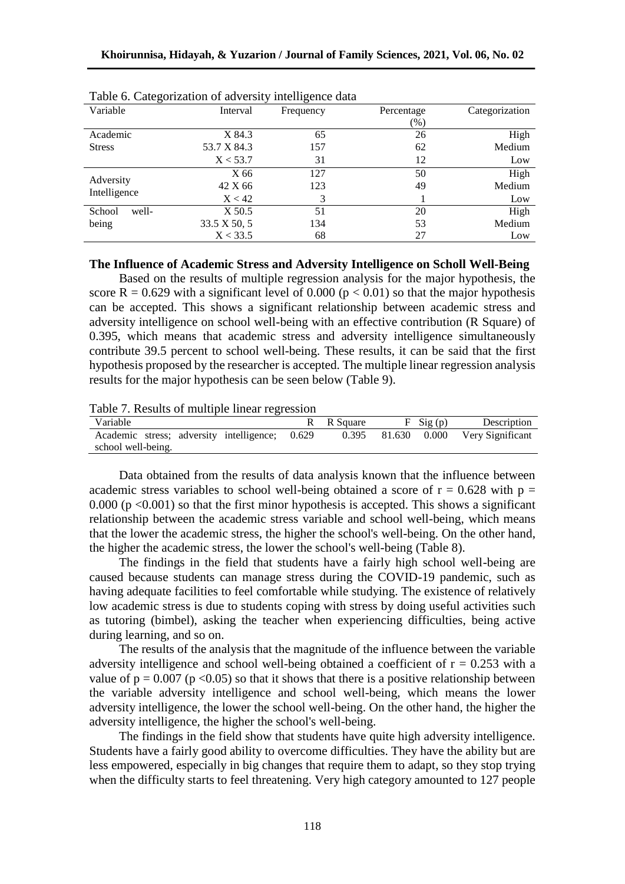Table 6. Categorization of adversity intelligence data

| Variable | Interval | Frequency | Percentage (%) | Categorization |
|---|---|---|---|---|
| Academic Stress | X 84.3 | 65 | 26 | High |
| | 53.7 X 84.3 | 157 | 62 | Medium |
| | X < 53.7 | 31 | 12 | Low |
| Adversity Intelligence | X 66 | 127 | 50 | High |
| | 42 X 66 | 123 | 49 | Medium |
| | X < 42 | 3 | 1 | Low |
| School well-being | X 50.5 | 51 | 20 | High |
| | 33.5 X 50, 5 | 134 | 53 | Medium |
| | X < 33.5 | 68 | 27 | Low |

**The Influence of Academic Stress and Adversity Intelligence on Scholl Well-Being**

Based on the results of multiple regression analysis for the major hypothesis, the score $R = 0.629$ with a significant level of 0.000 ($p < 0.01$) so that the major hypothesis can be accepted. This shows a significant relationship between academic stress and adversity intelligence on school well-being with an effective contribution (R Square) of 0.395, which means that academic stress and adversity intelligence simultaneously contribute 39.5 percent to school well-being. These results, it can be said that the first hypothesis proposed by the researcher is accepted. The multiple linear regression analysis results for the major hypothesis can be seen below (Table 9).

Table 7. Results of multiple linear regression

| Variable | R | R Square | F | Sig (p) | Description |
|---|---|---|---|---|---|
| Academic stress; adversity intelligence; school well-being. | 0.629 | 0.395 | 81.630 | 0.000 | Very Significant |

Data obtained from the results of data analysis known that the influence between academic stress variables to school well-being obtained a score of $r = 0.628$ with $p = 0.000$ ($p < 0.001$) so that the first minor hypothesis is accepted. This shows a significant relationship between the academic stress variable and school well-being, which means that the lower the academic stress, the higher the school's well-being. On the other hand, the higher the academic stress, the lower the school's well-being (Table 8).

The findings in the field that students have a fairly high school well-being are caused because students can manage stress during the COVID-19 pandemic, such as having adequate facilities to feel comfortable while studying. The existence of relatively low academic stress is due to students coping with stress by doing useful activities such as tutoring (bimbel), asking the teacher when experiencing difficulties, being active during learning, and so on.

The results of the analysis that the magnitude of the influence between the variable adversity intelligence and school well-being obtained a coefficient of $r = 0.253$ with a value of $p = 0.007$ ($p < 0.05$) so that it shows that there is a positive relationship between the variable adversity intelligence and school well-being, which means the lower adversity intelligence, the lower the school well-being. On the other hand, the higher the adversity intelligence, the higher the school's well-being.

The findings in the field show that students have quite high adversity intelligence. Students have a fairly good ability to overcome difficulties. They have the ability but are less empowered, especially in big changes that require them to adapt, so they stop trying when the difficulty starts to feel threatening. Very high category amounted to 127 people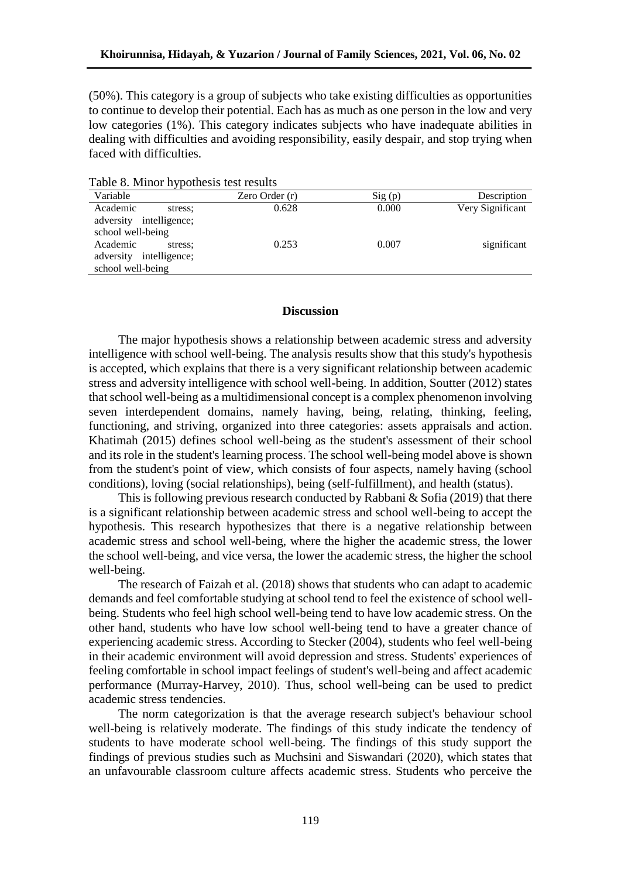(50%). This category is a group of subjects who take existing difficulties as opportunities to continue to develop their potential. Each has as much as one person in the low and very low categories (1%). This category indicates subjects who have inadequate abilities in dealing with difficulties and avoiding responsibility, easily despair, and stop trying when faced with difficulties.

Table 8. Minor hypothesis test results

| Variable | Zero Order (r) | Sig (p) | Description |
|---|---|---|---|
| Academic stress; adversity intelligence; school well-being | 0.628 | 0.000 | Very Significant |
| Academic stress; adversity intelligence; school well-being | 0.253 | 0.007 | significant |

## Discussion

The major hypothesis shows a relationship between academic stress and adversity intelligence with school well-being. The analysis results show that this study's hypothesis is accepted, which explains that there is a very significant relationship between academic stress and adversity intelligence with school well-being. In addition, Soutter (2012) states that school well-being as a multidimensional concept is a complex phenomenon involving seven interdependent domains, namely having, being, relating, thinking, feeling, functioning, and striving, organized into three categories: assets appraisals and action. Khatimah (2015) defines school well-being as the student's assessment of their school and its role in the student's learning process. The school well-being model above is shown from the student's point of view, which consists of four aspects, namely having (school conditions), loving (social relationships), being (self-fulfillment), and health (status).

This is following previous research conducted by Rabbani & Sofia (2019) that there is a significant relationship between academic stress and school well-being to accept the hypothesis. This research hypothesizes that there is a negative relationship between academic stress and school well-being, where the higher the academic stress, the lower the school well-being, and vice versa, the lower the academic stress, the higher the school well-being.

The research of Faizah et al. (2018) shows that students who can adapt to academic demands and feel comfortable studying at school tend to feel the existence of school well-being. Students who feel high school well-being tend to have low academic stress. On the other hand, students who have low school well-being tend to have a greater chance of experiencing academic stress. According to Stecker (2004), students who feel well-being in their academic environment will avoid depression and stress. Students' experiences of feeling comfortable in school impact feelings of student's well-being and affect academic performance (Murray-Harvey, 2010). Thus, school well-being can be used to predict academic stress tendencies.

The norm categorization is that the average research subject's behaviour school well-being is relatively moderate. The findings of this study indicate the tendency of students to have moderate school well-being. The findings of this study support the findings of previous studies such as Muchsini and Siswandari (2020), which states that an unfavourable classroom culture affects academic stress. Students who perceive the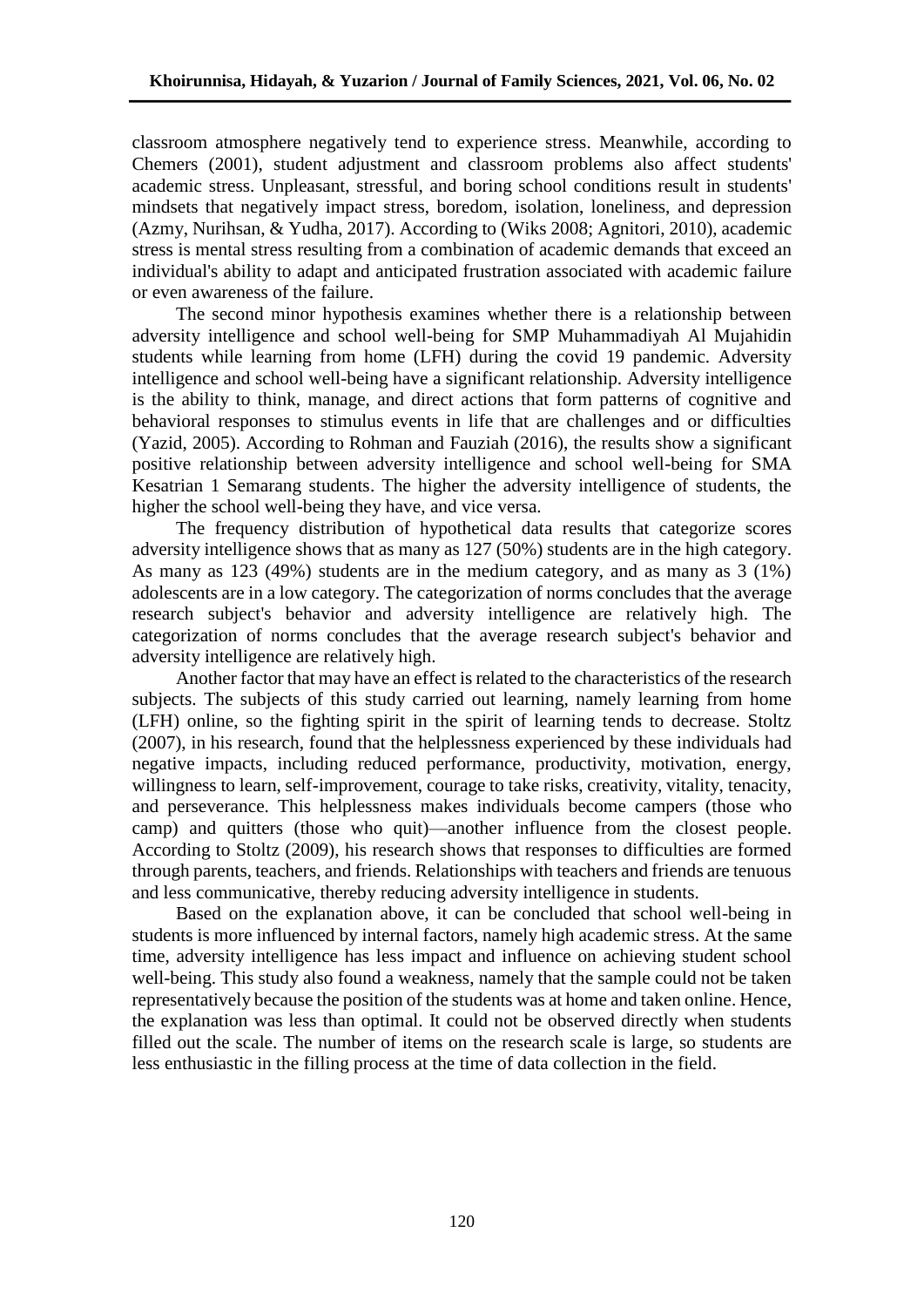classroom atmosphere negatively tend to experience stress. Meanwhile, according to Chemers (2001), student adjustment and classroom problems also affect students' academic stress. Unpleasant, stressful, and boring school conditions result in students' mindsets that negatively impact stress, boredom, isolation, loneliness, and depression (Azmy, Nurihsan, & Yudha, 2017). According to (Wiks 2008; Agnitori, 2010), academic stress is mental stress resulting from a combination of academic demands that exceed an individual's ability to adapt and anticipated frustration associated with academic failure or even awareness of the failure.

The second minor hypothesis examines whether there is a relationship between adversity intelligence and school well-being for SMP Muhammadiyah Al Mujahidin students while learning from home (LFH) during the covid 19 pandemic. Adversity intelligence and school well-being have a significant relationship. Adversity intelligence is the ability to think, manage, and direct actions that form patterns of cognitive and behavioral responses to stimulus events in life that are challenges and or difficulties (Yazid, 2005). According to Rohman and Fauziah (2016), the results show a significant positive relationship between adversity intelligence and school well-being for SMA Kesatrian 1 Semarang students. The higher the adversity intelligence of students, the higher the school well-being they have, and vice versa.

The frequency distribution of hypothetical data results that categorize scores adversity intelligence shows that as many as 127 (50%) students are in the high category. As many as 123 (49%) students are in the medium category, and as many as 3 (1%) adolescents are in a low category. The categorization of norms concludes that the average research subject's behavior and adversity intelligence are relatively high. The categorization of norms concludes that the average research subject's behavior and adversity intelligence are relatively high.

Another factor that may have an effect is related to the characteristics of the research subjects. The subjects of this study carried out learning, namely learning from home (LFH) online, so the fighting spirit in the spirit of learning tends to decrease. Stoltz (2007), in his research, found that the helplessness experienced by these individuals had negative impacts, including reduced performance, productivity, motivation, energy, willingness to learn, self-improvement, courage to take risks, creativity, vitality, tenacity, and perseverance. This helplessness makes individuals become campers (those who camp) and quitters (those who quit)—another influence from the closest people. According to Stoltz (2009), his research shows that responses to difficulties are formed through parents, teachers, and friends. Relationships with teachers and friends are tenuous and less communicative, thereby reducing adversity intelligence in students.

Based on the explanation above, it can be concluded that school well-being in students is more influenced by internal factors, namely high academic stress. At the same time, adversity intelligence has less impact and influence on achieving student school well-being. This study also found a weakness, namely that the sample could not be taken representatively because the position of the students was at home and taken online. Hence, the explanation was less than optimal. It could not be observed directly when students filled out the scale. The number of items on the research scale is large, so students are less enthusiastic in the filling process at the time of data collection in the field.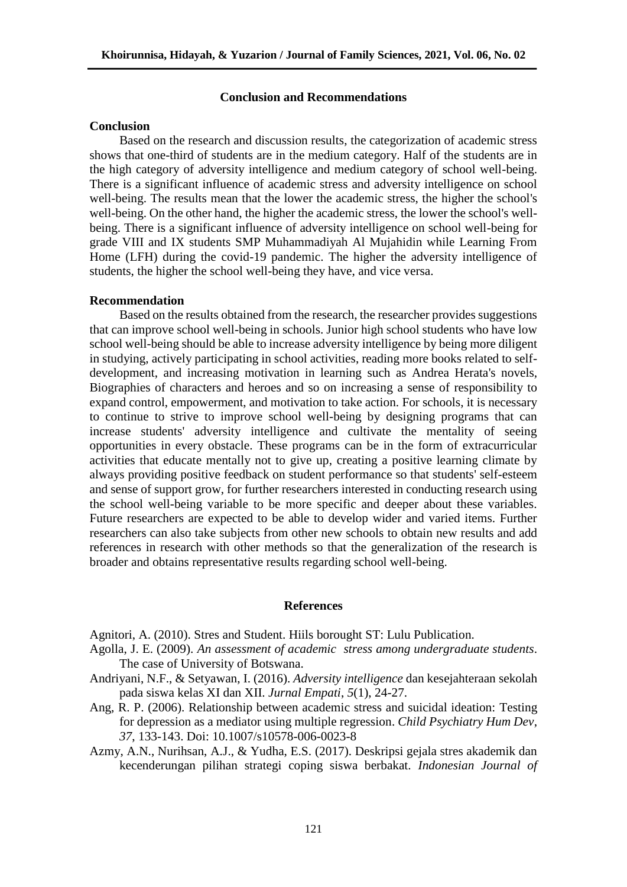## Conclusion and Recommendations

### Conclusion

Based on the research and discussion results, the categorization of academic stress shows that one-third of students are in the medium category. Half of the students are in the high category of adversity intelligence and medium category of school well-being. There is a significant influence of academic stress and adversity intelligence on school well-being. The results mean that the lower the academic stress, the higher the school's well-being. On the other hand, the higher the academic stress, the lower the school's well-being. There is a significant influence of adversity intelligence on school well-being for grade VIII and IX students SMP Muhammadiyah Al Mujahidin while Learning From Home (LFH) during the covid-19 pandemic. The higher the adversity intelligence of students, the higher the school well-being they have, and vice versa.

### Recommendation

Based on the results obtained from the research, the researcher provides suggestions that can improve school well-being in schools. Junior high school students who have low school well-being should be able to increase adversity intelligence by being more diligent in studying, actively participating in school activities, reading more books related to self-development, and increasing motivation in learning such as Andrea Herata's novels, Biographies of characters and heroes and so on increasing a sense of responsibility to expand control, empowerment, and motivation to take action. For schools, it is necessary to continue to strive to improve school well-being by designing programs that can increase students' adversity intelligence and cultivate the mentality of seeing opportunities in every obstacle. These programs can be in the form of extracurricular activities that educate mentally not to give up, creating a positive learning climate by always providing positive feedback on student performance so that students' self-esteem and sense of support grow, for further researchers interested in conducting research using the school well-being variable to be more specific and deeper about these variables. Future researchers are expected to be able to develop wider and varied items. Further researchers can also take subjects from other new schools to obtain new results and add references in research with other methods so that the generalization of the research is broader and obtains representative results regarding school well-being.

## References

Agnitori, A. (2010). Stres and Student. Hiils borought ST: Lulu Publication.

Agolla, J. E. (2009). *An assessment of academic stress among undergraduate students*. The case of University of Botswana.

Andriyani, N.F., & Setyawan, I. (2016). *Adversity intelligence* dan kesejahteraan sekolah pada siswa kelas XI dan XII. *Jurnal Empati*, *5*(1), 24-27.

Ang, R. P. (2006). Relationship between academic stress and suicidal ideation: Testing for depression as a mediator using multiple regression. *Child Psychiatry Hum Dev*, *37*, 133-143. Doi: 10.1007/s10578-006-0023-8

Azmy, A.N., Nurihsan, A.J., & Yudha, E.S. (2017). Deskripsi gejala stres akademik dan kecenderungan pilihan strategi coping siswa berbakat. *Indonesian Journal of*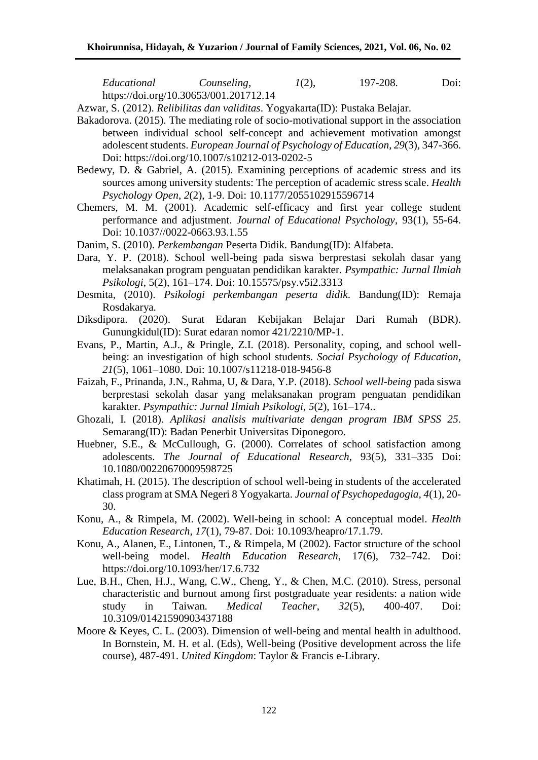*Educational Counseling*, *1*(2), 197-208. Doi: https://doi.org/10.30653/001.201712.14

Azwar, S. (2012). *Relibilitas dan validitas*. Yogyakarta(ID): Pustaka Belajar.

Bakadorova. (2015). The mediating role of socio-motivational support in the association between individual school self-concept and achievement motivation amongst adolescent students. *European Journal of Psychology of Education*, *29*(3), 347-366. Doi: https://doi.org/10.1007/s10212-013-0202-5

Bedewy, D. & Gabriel, A. (2015). Examining perceptions of academic stress and its sources among university students: The perception of academic stress scale. *Health Psychology Open*, *2*(2), 1-9. Doi: 10.1177/2055102915596714

Chemers, M. M. (2001). Academic self-efficacy and first year college student performance and adjustment. *Journal of Educational Psychology*, 93(1), 55-64. Doi: 10.1037//0022-0663.93.1.55

Danim, S. (2010). *Perkembangan* Peserta Didik. Bandung(ID): Alfabeta.

Dara, Y. P. (2018). School well-being pada siswa berprestasi sekolah dasar yang melaksanakan program penguatan pendidikan karakter. *Psympathic: Jurnal Ilmiah Psikologi*, 5(2), 161–174. Doi: 10.15575/psy.v5i2.3313

Desmita, (2010). *Psikologi perkembangan peserta didik*. Bandung(ID): Remaja Rosdakarya.

Diksdipora. (2020). Surat Edaran Kebijakan Belajar Dari Rumah (BDR). Gunungkidul(ID): Surat edaran nomor 421/2210/MP-1.

Evans, P., Martin, A.J., & Pringle, Z.I. (2018). Personality, coping, and school well-being: an investigation of high school students. *Social Psychology of Education*, *21*(5), 1061–1080. Doi: 10.1007/s11218-018-9456-8

Faizah, F., Prinanda, J.N., Rahma, U, & Dara, Y.P. (2018). *School well-being* pada siswa berprestasi sekolah dasar yang melaksanakan program penguatan pendidikan karakter. *Psympathic: Jurnal Ilmiah Psikologi*, *5*(2), 161–174..

Ghozali, I. (2018). *Aplikasi analisis multivariate dengan program IBM SPSS 25*. Semarang(ID): Badan Penerbit Universitas Diponegoro.

Huebner, S.E., & McCullough, G. (2000). Correlates of school satisfaction among adolescents. *The Journal of Educational Research*, 93(5), 331–335 Doi: 10.1080/00220670009598725

Khatimah, H. (2015). The description of school well-being in students of the accelerated class program at SMA Negeri 8 Yogyakarta. *Journal of Psychopedagogia*, *4*(1), 20-30.

Konu, A., & Rimpela, M. (2002). Well-being in school: A conceptual model. *Health Education Research*, *17*(1), 79-87. Doi: 10.1093/heapro/17.1.79.

Konu, A., Alanen, E., Lintonen, T., & Rimpela, M (2002). Factor structure of the school well-being model. *Health Education Research*, 17(6), 732–742. Doi: https://doi.org/10.1093/her/17.6.732

Lue, B.H., Chen, H.J., Wang, C.W., Cheng, Y., & Chen, M.C. (2010). Stress, personal characteristic and burnout among first postgraduate year residents: a nation wide study in Taiwan. *Medical Teacher*, *32*(5), 400-407. Doi: 10.3109/01421590903437188

Moore & Keyes, C. L. (2003). Dimension of well-being and mental health in adulthood. In Bornstein, M. H. et al. (Eds), Well-being (Positive development across the life course), 487-491. *United Kingdom*: Taylor & Francis e-Library.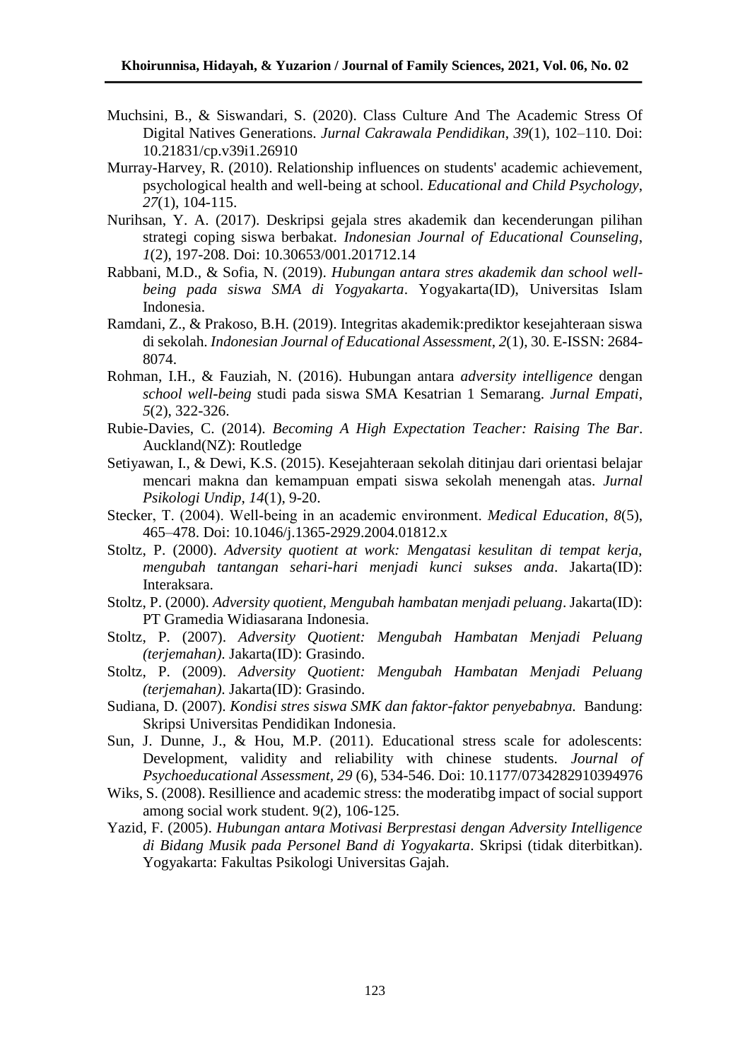Muchsini, B., & Siswandari, S. (2020). Class Culture And The Academic Stress Of Digital Natives Generations. *Jurnal Cakrawala Pendidikan*, *39*(1), 102–110. Doi: 10.21831/cp.v39i1.26910

Murray-Harvey, R. (2010). Relationship influences on students' academic achievement, psychological health and well-being at school. *Educational and Child Psychology*, *27*(1), 104-115.

Nurihsan, Y. A. (2017). Deskripsi gejala stres akademik dan kecenderungan pilihan strategi coping siswa berbakat. *Indonesian Journal of Educational Counseling*, *1*(2), 197-208. Doi: 10.30653/001.201712.14

Rabbani, M.D., & Sofia, N. (2019). *Hubungan antara stres akademik dan school well-being pada siswa SMA di Yogyakarta*. Yogyakarta(ID), Universitas Islam Indonesia.

Ramdani, Z., & Prakoso, B.H. (2019). Integritas akademik:prediktor kesejahteraan siswa di sekolah. *Indonesian Journal of Educational Assessment*, *2*(1), 30. E-ISSN: 2684-8074.

Rohman, I.H., & Fauziah, N. (2016). Hubungan antara *adversity intelligence* dengan *school well-being* studi pada siswa SMA Kesatrian 1 Semarang. *Jurnal Empati*, *5*(2), 322-326.

Rubie-Davies, C. (2014). *Becoming A High Expectation Teacher: Raising The Bar*. Auckland(NZ): Routledge

Setiyawan, I., & Dewi, K.S. (2015). Kesejahteraan sekolah ditinjau dari orientasi belajar mencari makna dan kemampuan empati siswa sekolah menengah atas. *Jurnal Psikologi Undip*, *14*(1), 9-20.

Stecker, T. (2004). Well-being in an academic environment. *Medical Education*, *8*(5), 465–478. Doi: 10.1046/j.1365-2929.2004.01812.x

Stoltz, P. (2000). *Adversity quotient at work: Mengatasi kesulitan di tempat kerja, mengubah tantangan sehari-hari menjadi kunci sukses anda*. Jakarta(ID): Interaksara.

Stoltz, P. (2000). *Adversity quotient, Mengubah hambatan menjadi peluang*. Jakarta(ID): PT Gramedia Widiasarana Indonesia.

Stoltz, P. (2007). *Adversity Quotient: Mengubah Hambatan Menjadi Peluang (terjemahan)*. Jakarta(ID): Grasindo.

Stoltz, P. (2009). *Adversity Quotient: Mengubah Hambatan Menjadi Peluang (terjemahan)*. Jakarta(ID): Grasindo.

Sudiana, D. (2007). *Kondisi stres siswa SMK dan faktor-faktor penyebabnya.* Bandung: Skripsi Universitas Pendidikan Indonesia.

Sun, J. Dunne, J., & Hou, M.P. (2011). Educational stress scale for adolescents: Development, validity and reliability with chinese students. *Journal of Psychoeducational Assessment, 29* (6), 534-546. Doi: 10.1177/0734282910394976

Wiks, S. (2008). Resillience and academic stress: the moderatibg impact of social support among social work student. 9(2), 106-125.

Yazid, F. (2005). *Hubungan antara Motivasi Berprestasi dengan Adversity Intelligence di Bidang Musik pada Personel Band di Yogyakarta*. Skripsi (tidak diterbitkan). Yogyakarta: Fakultas Psikologi Universitas Gajah.